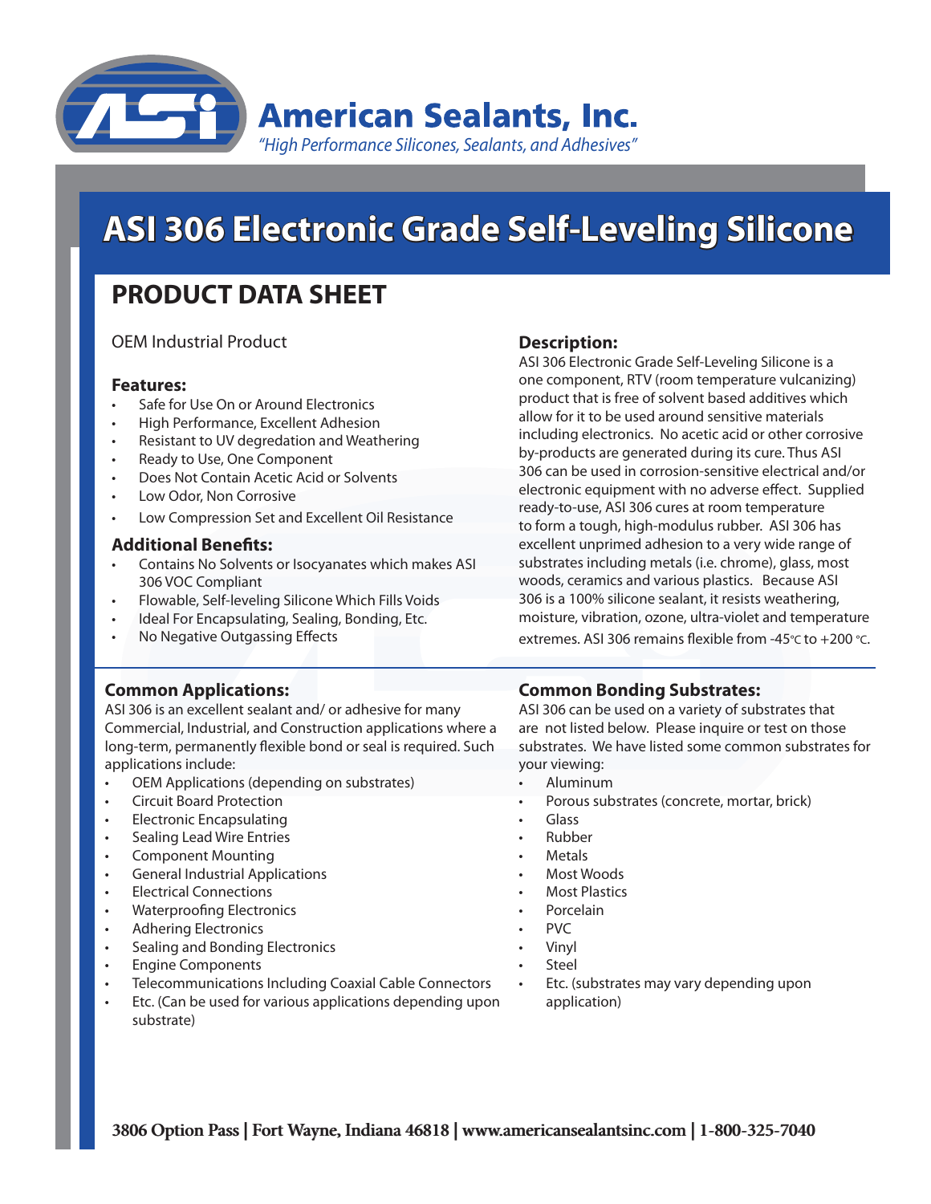# American Sealants, Inc.

*"High Performance Silicones, Sealants, and Adhesives"*

# ASI 306 Electronic Grade Self-Leveling Silicone

## PRODUCT DATA SHEET

OEM Industrial Product

### Features:

- Safe for Use On or Around Electronics
- High Performance, Excellent Adhesion
- Resistant to UV degradation and Weathering
- Ready to Use, One Component
- Does Not Contain Acetic Acid or Solvents
- Low Odor, Non Corrosive
- Low Compression Set and Excellent Oil Resistance

### Additional Benefits:

- Contains No Solvents or Isocyanates which makes ASI 306 VOC Compliant
- Flowable, Self-leveling Silicone Which Fills Voids
- Ideal For Encapsulating, Sealing, Bonding, Etc.
- No Negative Outgassing Effects

### Description:

ASI 306 Electronic Grade Self-Leveling Silicone is a one component, RTV (room temperature vulcanizing) product that is free of solvent based additives which allow for it to be used around sensitive materials including electronics. No acetic acid or other corrosive by-products are generated during its cure. Thus ASI 306 can be used in corrosion-sensitive electrical and/or electronic equipment with no adverse effect. Supplied ready-to-use, ASI 306 cures at room temperature to form a tough, high-modulus rubber. ASI 306 has excellent unprimed adhesion to a very wide range of substrates including metals (i.e. chrome), glass, most woods, ceramics and various plastics. Because ASI 306 is a 100% silicone sealant, it resists weathering, moisture, vibration, ozone, ultra-violet and temperature extremes. ASI 306 remains flexible from -45°C to +200 °C.

### Common Applications:

ASI 306 is an excellent sealant and/ or adhesive for many Commercial, Industrial, and Construction applications where a long-term, permanently flexible bond or seal is required. Such applications include:

- OEM Applications (depending on substrates)
- Circuit Board Protection
- Electronic Encapsulating
- Sealing Lead Wire Entries
- Component Mounting
- General Industrial Applications
- Electrical Connections
- Waterproofing Electronics
- Adhering Electronics
- Sealing and Bonding Electronics
- Engine Components
- Telecommunications Including Coaxial Cable Connectors
- Etc. (Can be used for various applications depending upon substrate)

### Common Bonding Substrates:

ASI 306 can be used on a variety of substrates that are not listed below. Please inquire or test on those substrates. We have listed some common substrates for your viewing:

- Aluminum
- Porous substrates (concrete, mortar, brick)
- Glass
- Rubber
- Metals
- Most Woods
- Most Plastics
- Porcelain
- PVC
- Vinyl
- Steel
- Etc. (substrates may vary depending upon application)

**3806 Option Pass | Fort Wayne, Indiana 46818 | www.americansealantsinc.com | 1-800-325-7040**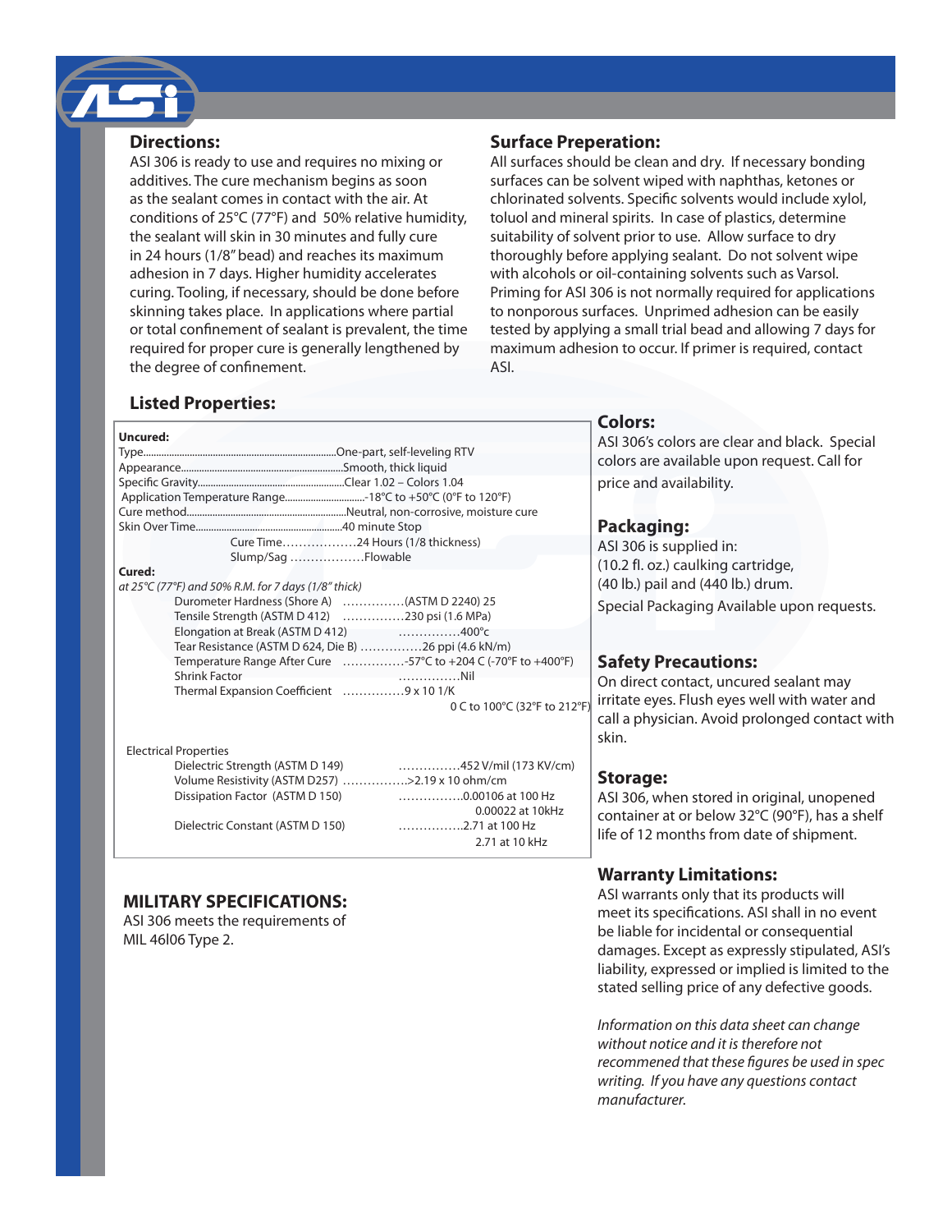## Directions:

ASI 306 is ready to use and requires no mixing or additives. The cure mechanism begins as soon as the sealant comes in contact with the air. At conditions of 25°C (77°F) and 50% relative humidity, the sealant will skin in 30 minutes and fully cure in 24 hours (1/8" bead) and reaches its maximum adhesion in 7 days. Higher humidity accelerates curing. Tooling, if necessary, should be done before skinning takes place. In applications where partial or total confinement of sealant is prevalent, the time required for proper cure is generally lengthened by the degree of confinement.

## Surface Preperation:

All surfaces should be clean and dry. If necessary bonding surfaces can be solvent wiped with naphthas, ketones or chlorinated solvents. Specific solvents would include xylol, toluol and mineral spirits. In case of plastics, determine suitability of solvent prior to use. Allow surface to dry thoroughly before applying sealant. Do not solvent wipe with alcohols or oil-containing solvents such as Varsol. Priming for ASI 306 is not normally required for applications to nonporous surfaces. Unprimed adhesion can be easily tested by applying a small trial bead and allowing 7 days for maximum adhesion to occur. If primer is required, contact ASI.

## Listed Properties:

**Uncured:**

| | |
|---|---|
| Type | One-part, self-leveling RTV |
| Appearance | Smooth, thick liquid |
| Specific Gravity | Clear 1.02 – Colors 1.04 |
| Application Temperature Range | -18°C to +50°C (0°F to 120°F) |
| Cure method | Neutral, non-corrosive, moisture cure |
| Skin Over Time | 40 minute Stop |
| Cure Time | 24 Hours (1/8 thickness) |
| Slump/Sag | Flowable |

**Cured:**

*at 25°C (77°F) and 50% R.M. for 7 days (1/8" thick)*

| | |
|---|---|
| Durometer Hardness (Shore A) | (ASTM D 2240) 25 |
| Tensile Strength (ASTM D 412) | 230 psi (1.6 MPa) |
| Elongation at Break (ASTM D 412) | 400°c |
| Tear Resistance (ASTM D 624, Die B) | 26 ppi (4.6 kN/m) |
| Temperature Range After Cure | -57°C to +204 C (-70°F to +400°F) |
| Shrink Factor | Nil |
| Thermal Expansion Coefficient | 9 x 10 1/K<br>0 C to 100°C (32°F to 212°F) |

Electrical Properties

| | |
|---|---|
| Dielectric Strength (ASTM D 149) | 452 V/mil (173 KV/cm) |
| Volume Resistivity (ASTM D257) | >2.19 x 10 ohm/cm |
| Dissipation Factor (ASTM D 150) | 0.00106 at 100 Hz<br>0.00022 at 10kHz |
| Dielectric Constant (ASTM D 150) | 2.71 at 100 Hz<br>2.71 at 10 kHz |

## MILITARY SPECIFICATIONS:

ASI 306 meets the requirements of MIL 46l06 Type 2.

## Colors:

ASI 306's colors are clear and black. Special colors are available upon request. Call for price and availability.

## Packaging:

ASI 306 is supplied in:
(10.2 fl. oz.) caulking cartridge,
(40 lb.) pail and (440 lb.) drum.
Special Packaging Available upon requests.

## Safety Precautions:

On direct contact, uncured sealant may irritate eyes. Flush eyes well with water and call a physician. Avoid prolonged contact with skin.

## Storage:

ASI 306, when stored in original, unopened container at or below 32°C (90°F), has a shelf life of 12 months from date of shipment.

## Warranty Limitations:

ASI warrants only that its products will meet its specifications. ASI shall in no event be liable for incidental or consequential damages. Except as expressly stipulated, ASI's liability, expressed or implied is limited to the stated selling price of any defective goods.

*Information on this data sheet can change without notice and it is therefore not recommened that these figures be used in spec writing. If you have any questions contact manufacturer.*